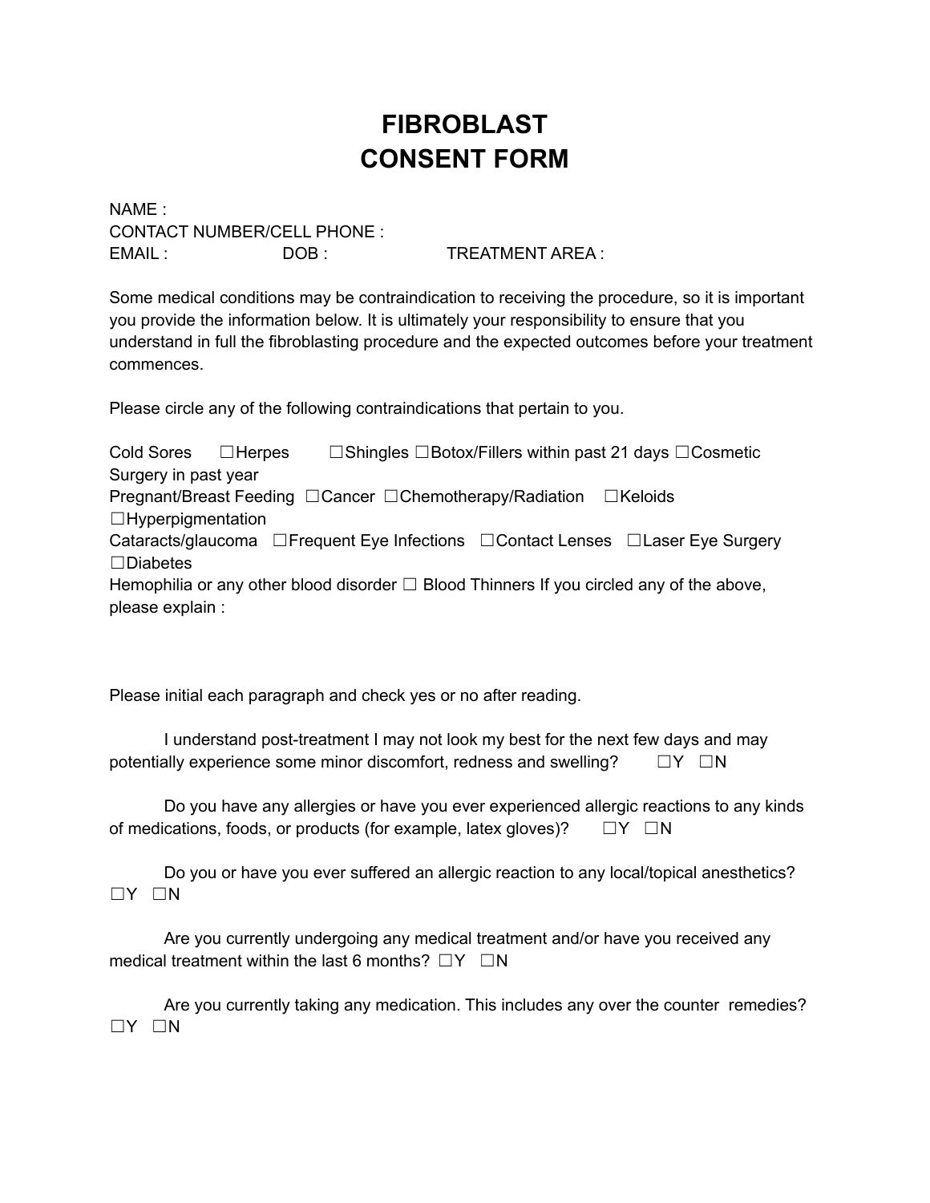# FIBROBLAST CONSENT FORM

NAME :
CONTACT NUMBER/CELL PHONE :
EMAIL : DOB : TREATMENT AREA :

Some medical conditions may be contraindication to receiving the procedure, so it is important you provide the information below. It is ultimately your responsibility to ensure that you understand in full the fibroblasting procedure and the expected outcomes before your treatment commences.

Please circle any of the following contraindications that pertain to you.

Cold Sores ☐Herpes ☐Shingles ☐Botox/Fillers within past 21 days ☐Cosmetic Surgery in past year
Pregnant/Breast Feeding ☐Cancer ☐Chemotherapy/Radiation ☐Keloids ☐Hyperpigmentation
Cataracts/glaucoma ☐Frequent Eye Infections ☐Contact Lenses ☐Laser Eye Surgery ☐Diabetes
Hemophilia or any other blood disorder ☐ Blood Thinners If you circled any of the above, please explain :

Please initial each paragraph and check yes or no after reading.

I understand post-treatment I may not look my best for the next few days and may potentially experience some minor discomfort, redness and swelling? ☐Y ☐N

Do you have any allergies or have you ever experienced allergic reactions to any kinds of medications, foods, or products (for example, latex gloves)? ☐Y ☐N

Do you or have you ever suffered an allergic reaction to any local/topical anesthetics? ☐Y ☐N

Are you currently undergoing any medical treatment and/or have you received any medical treatment within the last 6 months? ☐Y ☐N

Are you currently taking any medication. This includes any over the counter remedies? ☐Y ☐N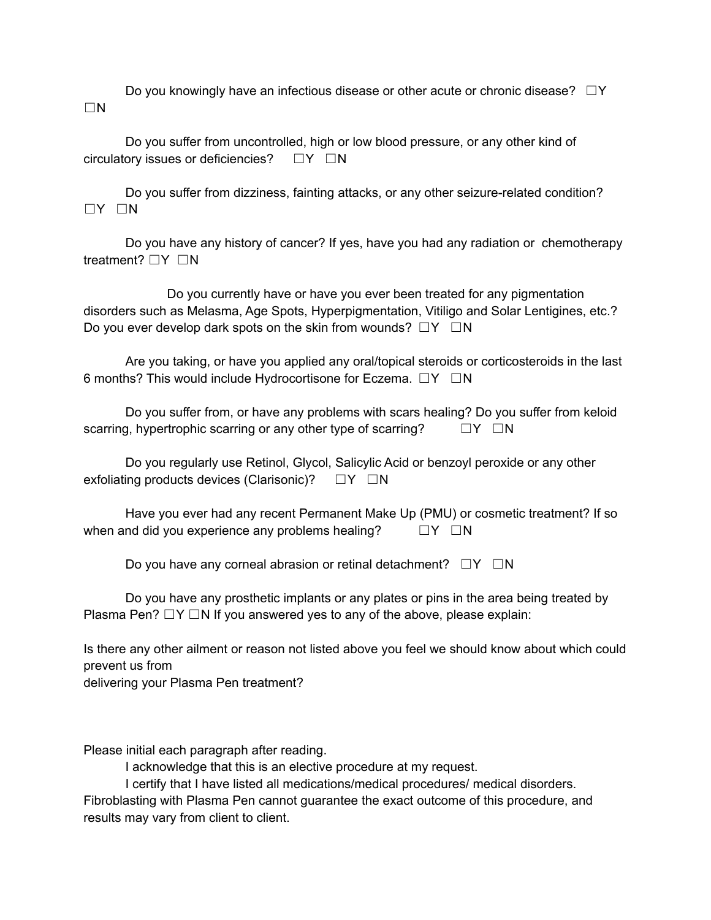Do you knowingly have an infectious disease or other acute or chronic disease? ☐Y ☐N

Do you suffer from uncontrolled, high or low blood pressure, or any other kind of circulatory issues or deficiencies? ☐Y ☐N

Do you suffer from dizziness, fainting attacks, or any other seizure-related condition? ☐Y ☐N

Do you have any history of cancer? If yes, have you had any radiation or chemotherapy treatment? ☐Y ☐N

Do you currently have or have you ever been treated for any pigmentation disorders such as Melasma, Age Spots, Hyperpigmentation, Vitiligo and Solar Lentigines, etc.? Do you ever develop dark spots on the skin from wounds? ☐Y ☐N

Are you taking, or have you applied any oral/topical steroids or corticosteroids in the last 6 months? This would include Hydrocortisone for Eczema. ☐Y ☐N

Do you suffer from, or have any problems with scars healing? Do you suffer from keloid scarring, hypertrophic scarring or any other type of scarring? ☐Y ☐N

Do you regularly use Retinol, Glycol, Salicylic Acid or benzoyl peroxide or any other exfoliating products devices (Clarisonic)? ☐Y ☐N

Have you ever had any recent Permanent Make Up (PMU) or cosmetic treatment? If so when and did you experience any problems healing? ☐Y ☐N

Do you have any corneal abrasion or retinal detachment? ☐Y ☐N

Do you have any prosthetic implants or any plates or pins in the area being treated by Plasma Pen? ☐Y ☐N If you answered yes to any of the above, please explain:

Is there any other ailment or reason not listed above you feel we should know about which could prevent us from
delivering your Plasma Pen treatment?

Please initial each paragraph after reading.

I acknowledge that this is an elective procedure at my request.

I certify that I have listed all medications/medical procedures/ medical disorders. Fibroblasting with Plasma Pen cannot guarantee the exact outcome of this procedure, and results may vary from client to client.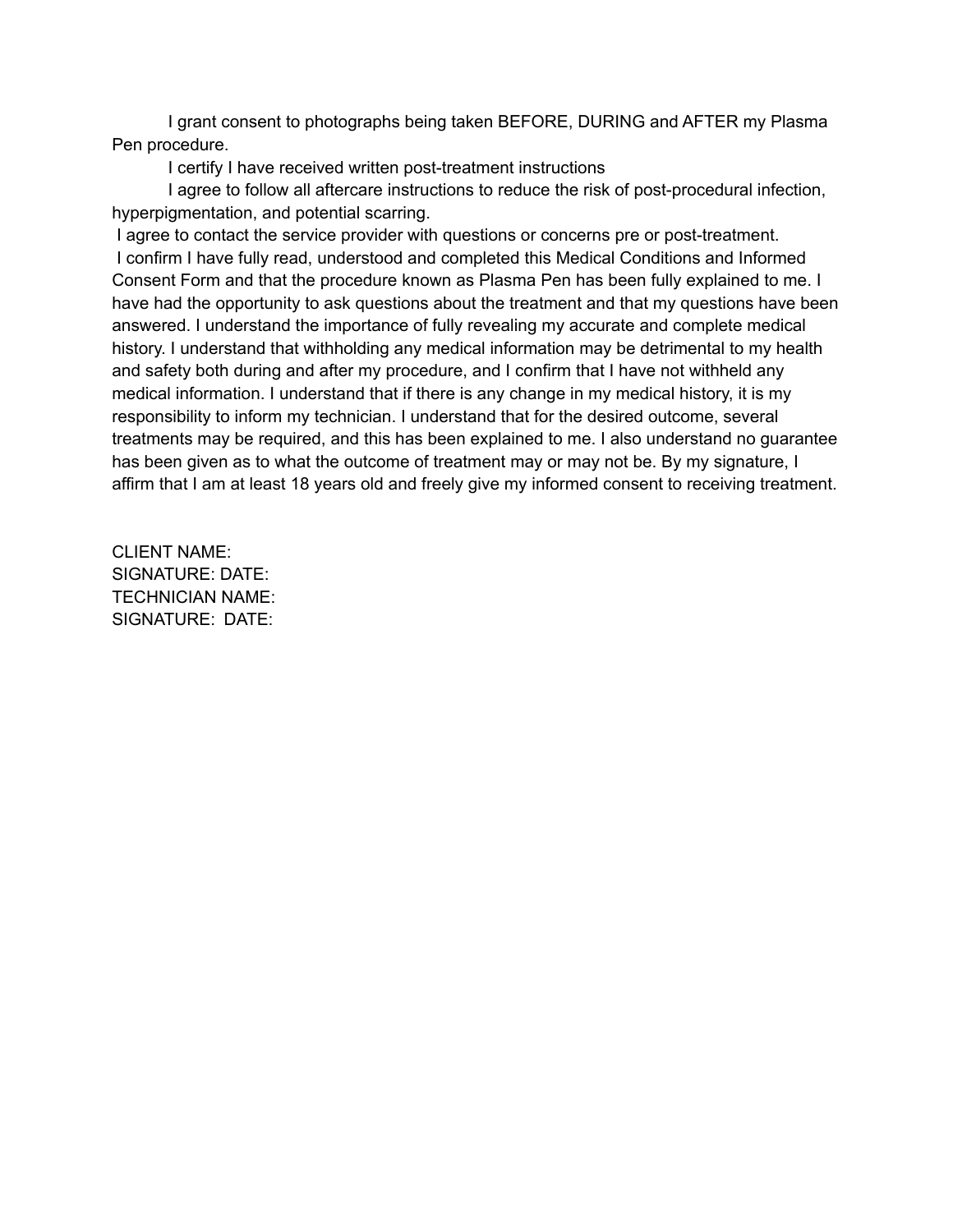I grant consent to photographs being taken BEFORE, DURING and AFTER my Plasma Pen procedure.

I certify I have received written post-treatment instructions

I agree to follow all aftercare instructions to reduce the risk of post-procedural infection, hyperpigmentation, and potential scarring.

I agree to contact the service provider with questions or concerns pre or post-treatment.

I confirm I have fully read, understood and completed this Medical Conditions and Informed Consent Form and that the procedure known as Plasma Pen has been fully explained to me. I have had the opportunity to ask questions about the treatment and that my questions have been answered. I understand the importance of fully revealing my accurate and complete medical history. I understand that withholding any medical information may be detrimental to my health and safety both during and after my procedure, and I confirm that I have not withheld any medical information. I understand that if there is any change in my medical history, it is my responsibility to inform my technician. I understand that for the desired outcome, several treatments may be required, and this has been explained to me. I also understand no guarantee has been given as to what the outcome of treatment may or may not be. By my signature, I affirm that I am at least 18 years old and freely give my informed consent to receiving treatment.

CLIENT NAME:
SIGNATURE: DATE:
TECHNICIAN NAME:
SIGNATURE: DATE: